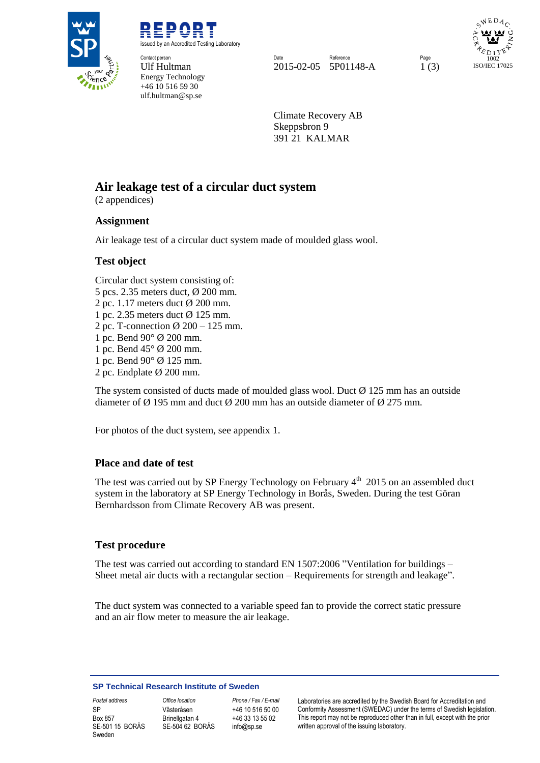# REPORT

issued by an Accredited Testing Laboratory

Contact person
Ulf Hultman
Energy Technology
+46 10 516 59 30
ulf.hultman@sp.se

Date: 2015-02-05
Reference: 5P01148-A

Climate Recovery AB
Skeppsbron 9
391 21 KALMAR

## Air leakage test of a circular duct system

(2 appendices)

### Assignment

Air leakage test of a circular duct system made of moulded glass wool.

### Test object

Circular duct system consisting of:
5 pcs. 2.35 meters duct, Ø 200 mm.
2 pc. 1.17 meters duct Ø 200 mm.
1 pc. 2.35 meters duct Ø 125 mm.
2 pc. T-connection Ø 200 – 125 mm.
1 pc. Bend 90° Ø 200 mm.
1 pc. Bend 45° Ø 200 mm.
1 pc. Bend 90° Ø 125 mm.
2 pc. Endplate Ø 200 mm.

The system consisted of ducts made of moulded glass wool. Duct Ø 125 mm has an outside diameter of Ø 195 mm and duct Ø 200 mm has an outside diameter of Ø 275 mm.

For photos of the duct system, see appendix 1.

### Place and date of test

The test was carried out by SP Energy Technology on February 4th 2015 on an assembled duct system in the laboratory at SP Energy Technology in Borås, Sweden. During the test Göran Bernhardsson from Climate Recovery AB was present.

### Test procedure

The test was carried out according to standard EN 1507:2006 "Ventilation for buildings – Sheet metal air ducts with a rectangular section – Requirements for strength and leakage".

The duct system was connected to a variable speed fan to provide the correct static pressure and an air flow meter to measure the air leakage.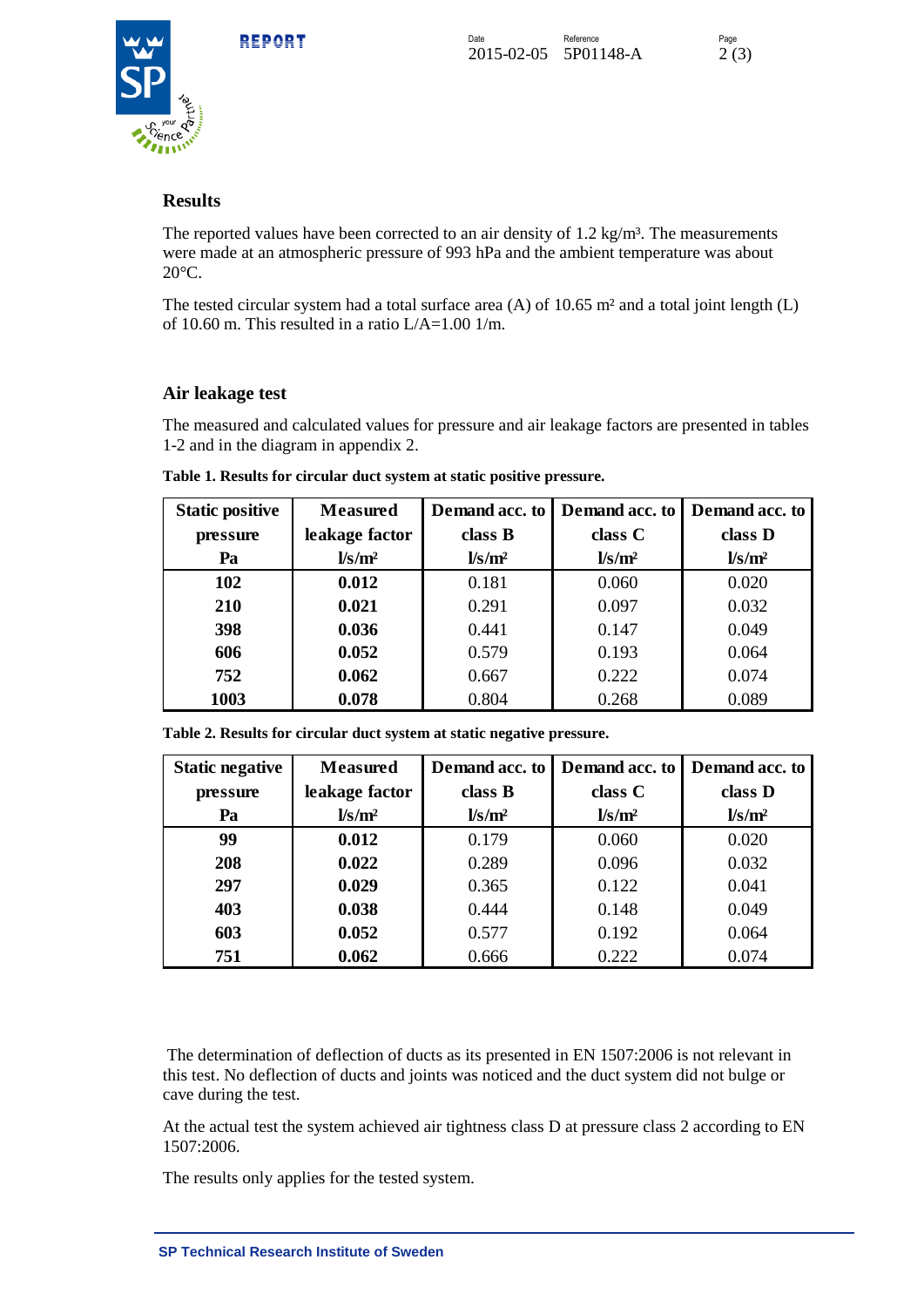## Results

The reported values have been corrected to an air density of 1.2 kg/m³. The measurements were made at an atmospheric pressure of 993 hPa and the ambient temperature was about 20°C.

The tested circular system had a total surface area (A) of 10.65 m² and a total joint length (L) of 10.60 m. This resulted in a ratio L/A=1.00 1/m.

## Air leakage test

The measured and calculated values for pressure and air leakage factors are presented in tables 1-2 and in the diagram in appendix 2.

**Table 1. Results for circular duct system at static positive pressure.**

| Static positive pressure Pa | Measured leakage factor l/s/m² | Demand acc. to class B l/s/m² | Demand acc. to class C l/s/m² | Demand acc. to class D l/s/m² |
|---|---|---|---|---|
| **102** | **0.012** | 0.181 | 0.060 | 0.020 |
| **210** | **0.021** | 0.291 | 0.097 | 0.032 |
| **398** | **0.036** | 0.441 | 0.147 | 0.049 |
| **606** | **0.052** | 0.579 | 0.193 | 0.064 |
| **752** | **0.062** | 0.667 | 0.222 | 0.074 |
| **1003** | **0.078** | 0.804 | 0.268 | 0.089 |

**Table 2. Results for circular duct system at static negative pressure.**

| Static negative pressure Pa | Measured leakage factor l/s/m² | Demand acc. to class B l/s/m² | Demand acc. to class C l/s/m² | Demand acc. to class D l/s/m² |
|---|---|---|---|---|
| **99** | **0.012** | 0.179 | 0.060 | 0.020 |
| **208** | **0.022** | 0.289 | 0.096 | 0.032 |
| **297** | **0.029** | 0.365 | 0.122 | 0.041 |
| **403** | **0.038** | 0.444 | 0.148 | 0.049 |
| **603** | **0.052** | 0.577 | 0.192 | 0.064 |
| **751** | **0.062** | 0.666 | 0.222 | 0.074 |

The determination of deflection of ducts as its presented in EN 1507:2006 is not relevant in this test. No deflection of ducts and joints was noticed and the duct system did not bulge or cave during the test.

At the actual test the system achieved air tightness class D at pressure class 2 according to EN 1507:2006.

The results only applies for the tested system.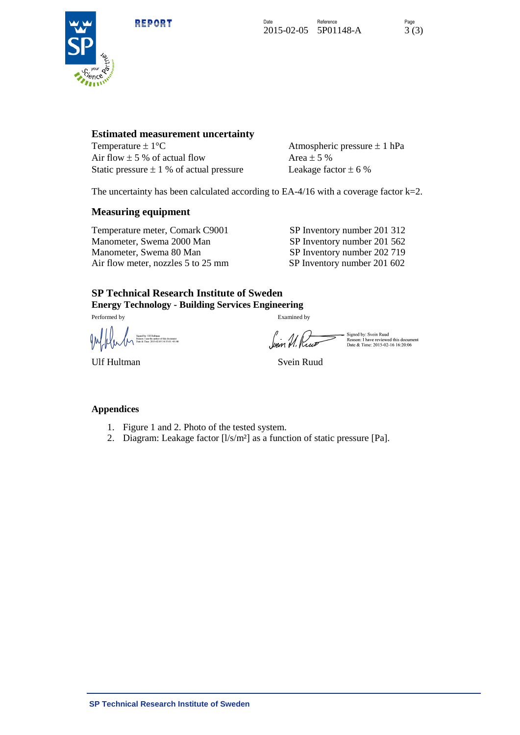## Estimated measurement uncertainty

| | |
|---|---|
| Temperature ± 1°C | Atmospheric pressure ± 1 hPa |
| Air flow ± 5 % of actual flow | Area ± 5 % |
| Static pressure ± 1 % of actual pressure | Leakage factor ± 6 % |

The uncertainty has been calculated according to EA-4/16 with a coverage factor k=2.

## Measuring equipment

| | |
|---|---|
| Temperature meter, Comark C9001 | SP Inventory number 201 312 |
| Manometer, Swema 2000 Man | SP Inventory number 201 562 |
| Manometer, Swema 80 Man | SP Inventory number 202 719 |
| Air flow meter, nozzles 5 to 25 mm | SP Inventory number 201 602 |

**SP Technical Research Institute of Sweden**
**Energy Technology - Building Services Engineering**

| Performed by | Examined by |
|---|---|
| Signed by: Ulf Hultman<br>Reason: I am the author of this document<br>Date & Time: 2015-02-05 14:55:01 +01:00 | Signed by: Svein Ruud<br>Reason: I have reviewed this document<br>Date & Time: 2015-02-16 16:20:06 |
| Ulf Hultman | Svein Ruud |

**Appendices**

1. Figure 1 and 2. Photo of the tested system.
2. Diagram: Leakage factor [l/s/m²] as a function of static pressure [Pa].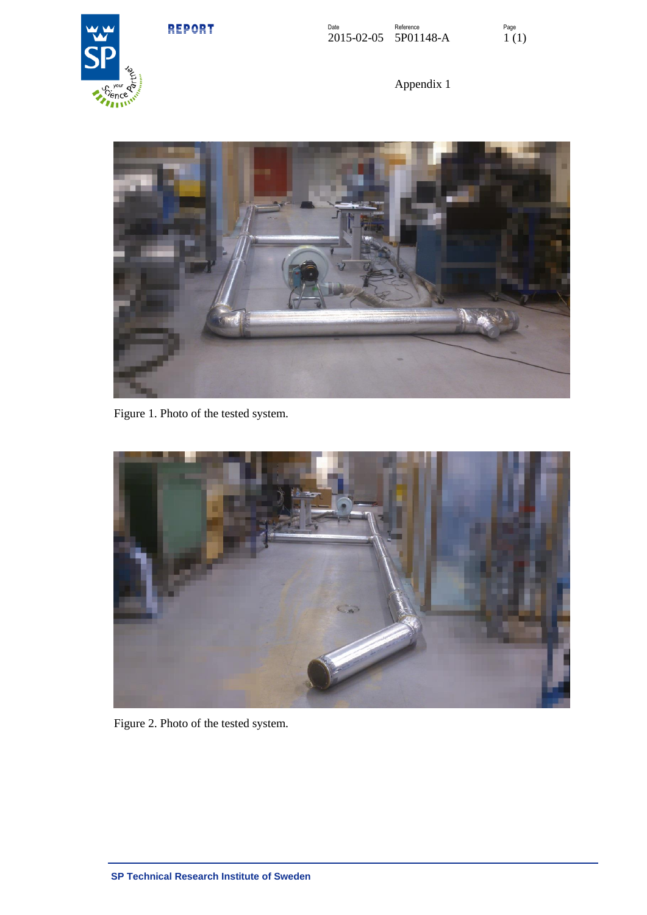Appendix 1

Figure 1. Photo of the tested system.

Figure 2. Photo of the tested system.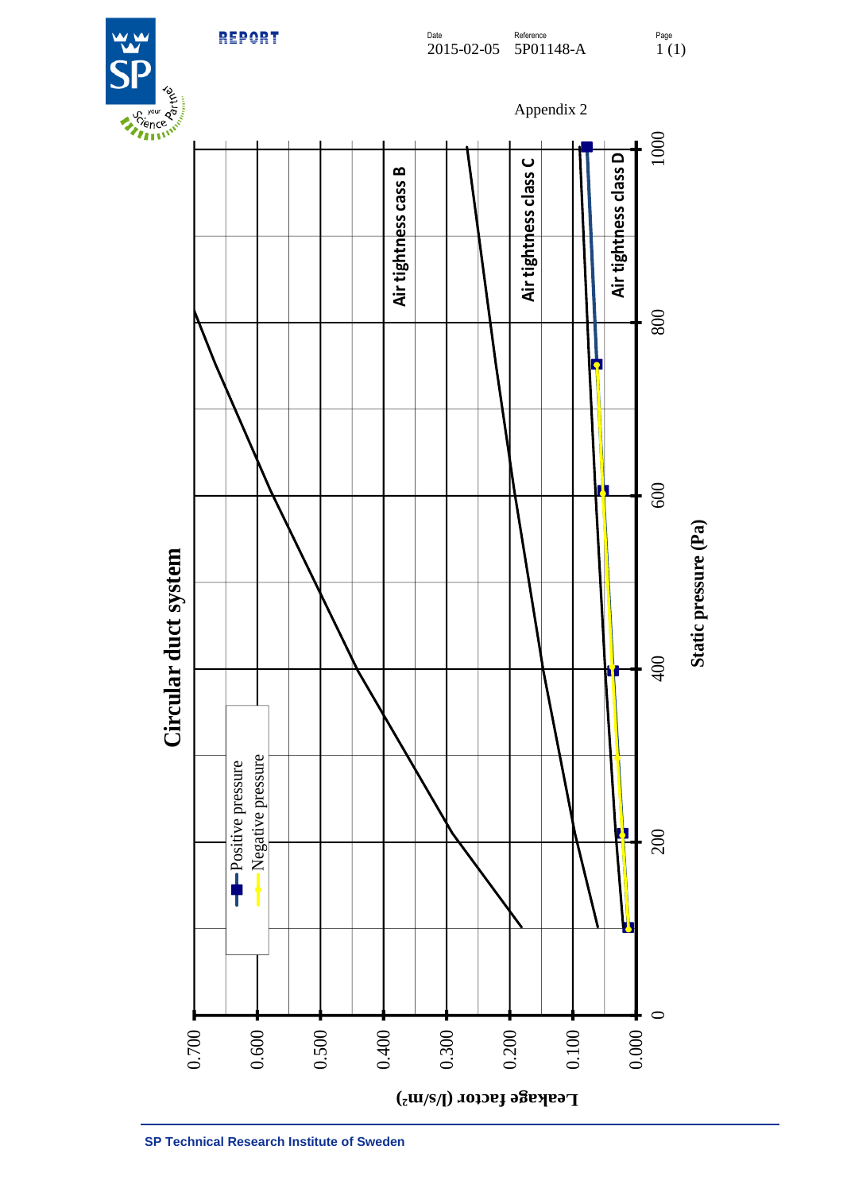Appendix 2

# Circular duct system

Positive pressure

Negative pressure

Air tightness cass B

Air tightness class C

Air tightness class D

Leakage factor (l/s/m²)

0.700
0.600
0.500
0.400
0.300
0.200
0.100
0.000

Static pressure (Pa)

0
200
400
600
800
1000

SP Technical Research Institute of Sweden